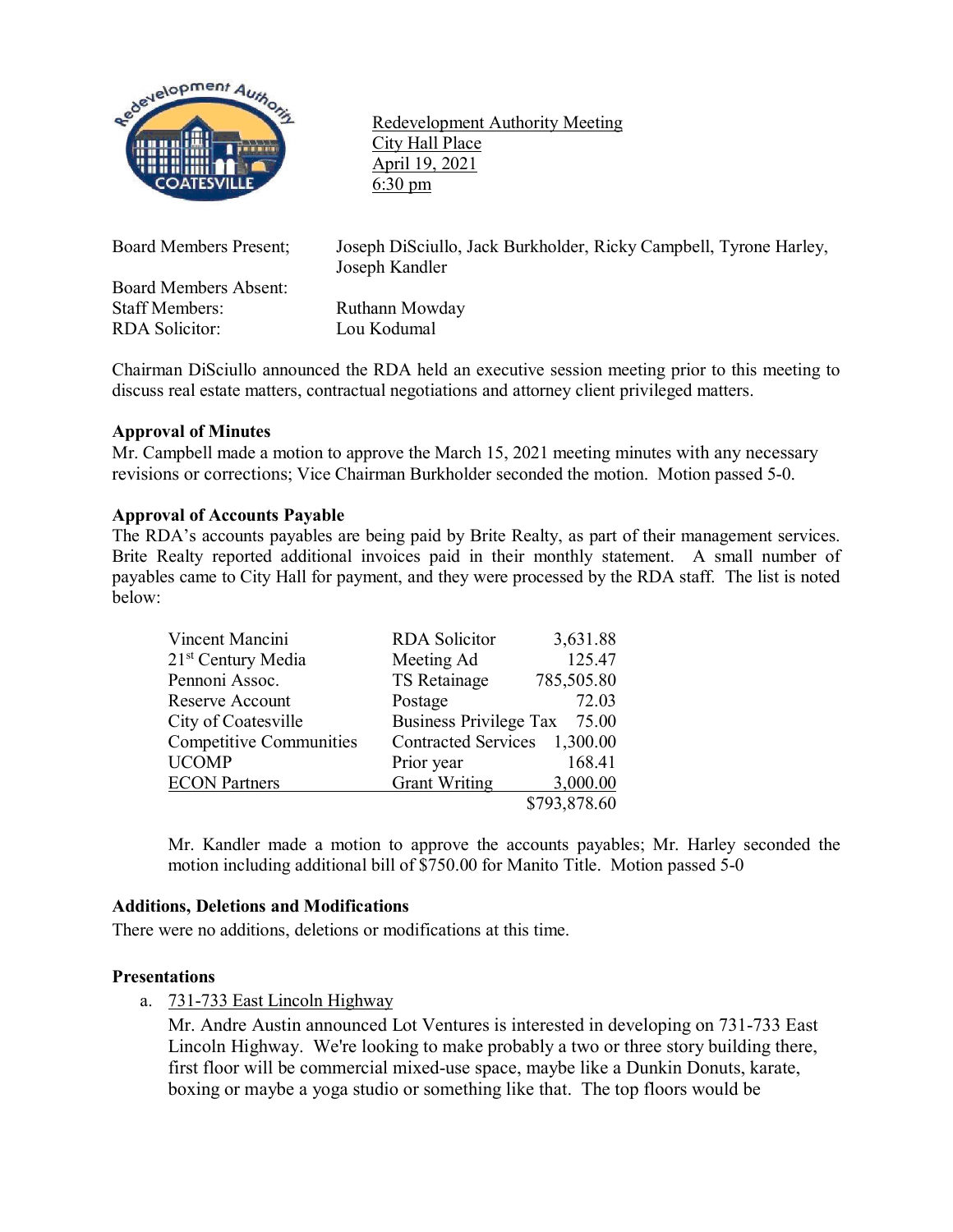Redevelopment Authority Meeting
City Hall Place
April 19, 2021
6:30 pm

| | |
|---|---|
| Board Members Present; | Joseph DiSciullo, Jack Burkholder, Ricky Campbell, Tyrone Harley, Joseph Kandler |
| Board Members Absent: | |
| Staff Members: | Ruthann Mowday |
| RDA Solicitor: | Lou Kodumal |

Chairman DiSciullo announced the RDA held an executive session meeting prior to this meeting to discuss real estate matters, contractual negotiations and attorney client privileged matters.

**Approval of Minutes**

Mr. Campbell made a motion to approve the March 15, 2021 meeting minutes with any necessary revisions or corrections; Vice Chairman Burkholder seconded the motion. Motion passed 5-0.

**Approval of Accounts Payable**

The RDA's accounts payables are being paid by Brite Realty, as part of their management services. Brite Realty reported additional invoices paid in their monthly statement. A small number of payables came to City Hall for payment, and they were processed by the RDA staff. The list is noted below:

| | | |
|---|---|---:|
| Vincent Mancini | RDA Solicitor | 3,631.88 |
| 21st Century Media | Meeting Ad | 125.47 |
| Pennoni Assoc. | TS Retainage | 785,505.80 |
| Reserve Account | Postage | 72.03 |
| City of Coatesville | Business Privilege Tax | 75.00 |
| Competitive Communities | Contracted Services | 1,300.00 |
| UCOMP | Prior year | 168.41 |
| ECON Partners | Grant Writing | 3,000.00 |
| | | $793,878.60 |

Mr. Kandler made a motion to approve the accounts payables; Mr. Harley seconded the motion including additional bill of $750.00 for Manito Title. Motion passed 5-0

**Additions, Deletions and Modifications**

There were no additions, deletions or modifications at this time.

**Presentations**

a. 731-733 East Lincoln Highway

Mr. Andre Austin announced Lot Ventures is interested in developing on 731-733 East Lincoln Highway. We're looking to make probably a two or three story building there, first floor will be commercial mixed-use space, maybe like a Dunkin Donuts, karate, boxing or maybe a yoga studio or something like that. The top floors would be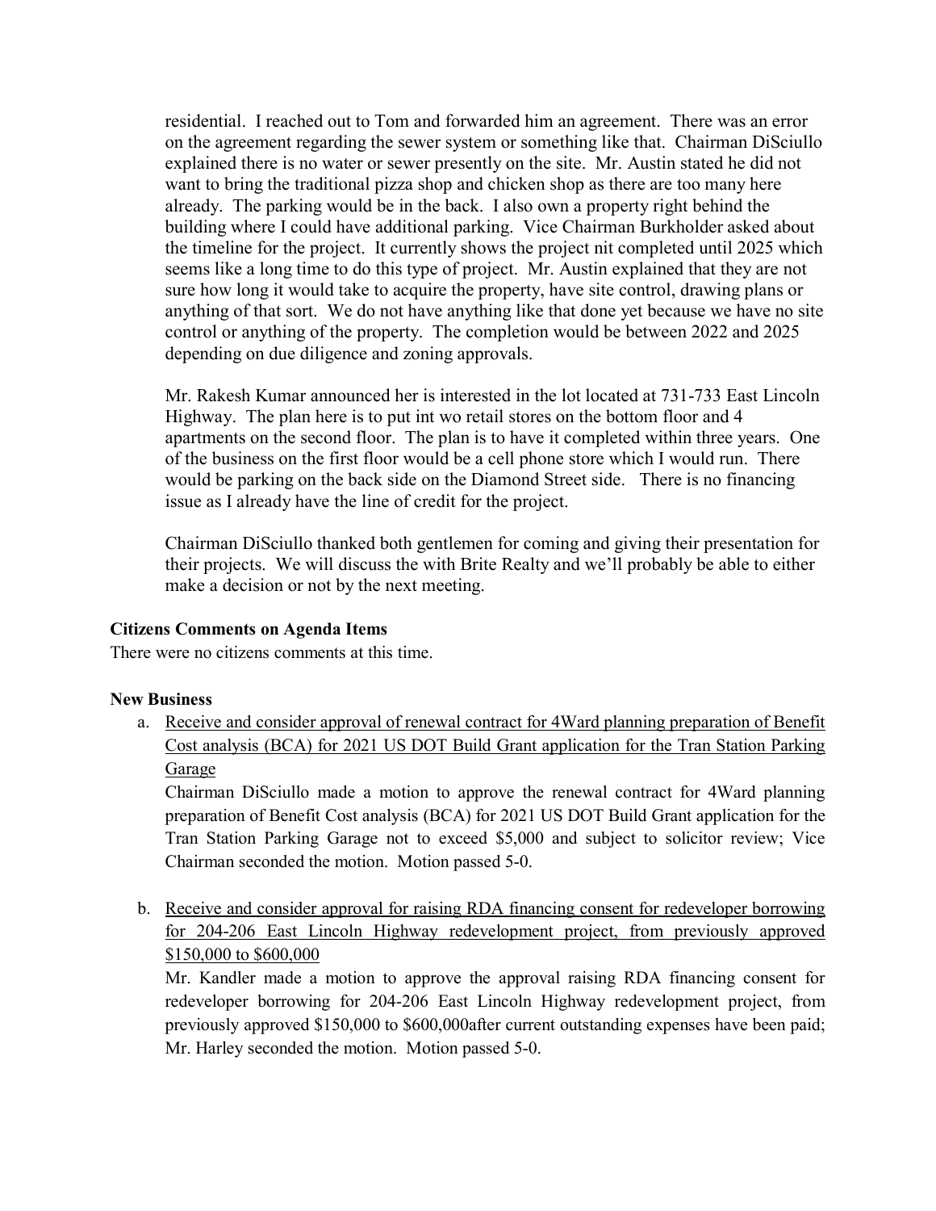residential. I reached out to Tom and forwarded him an agreement. There was an error on the agreement regarding the sewer system or something like that. Chairman DiSciullo explained there is no water or sewer presently on the site. Mr. Austin stated he did not want to bring the traditional pizza shop and chicken shop as there are too many here already. The parking would be in the back. I also own a property right behind the building where I could have additional parking. Vice Chairman Burkholder asked about the timeline for the project. It currently shows the project nit completed until 2025 which seems like a long time to do this type of project. Mr. Austin explained that they are not sure how long it would take to acquire the property, have site control, drawing plans or anything of that sort. We do not have anything like that done yet because we have no site control or anything of the property. The completion would be between 2022 and 2025 depending on due diligence and zoning approvals.

Mr. Rakesh Kumar announced her is interested in the lot located at 731-733 East Lincoln Highway. The plan here is to put int wo retail stores on the bottom floor and 4 apartments on the second floor. The plan is to have it completed within three years. One of the business on the first floor would be a cell phone store which I would run. There would be parking on the back side on the Diamond Street side. There is no financing issue as I already have the line of credit for the project.

Chairman DiSciullo thanked both gentlemen for coming and giving their presentation for their projects. We will discuss the with Brite Realty and we'll probably be able to either make a decision or not by the next meeting.

**Citizens Comments on Agenda Items**

There were no citizens comments at this time.

**New Business**

a. Receive and consider approval of renewal contract for 4Ward planning preparation of Benefit Cost analysis (BCA) for 2021 US DOT Build Grant application for the Tran Station Parking Garage

   Chairman DiSciullo made a motion to approve the renewal contract for 4Ward planning preparation of Benefit Cost analysis (BCA) for 2021 US DOT Build Grant application for the Tran Station Parking Garage not to exceed $5,000 and subject to solicitor review; Vice Chairman seconded the motion. Motion passed 5-0.

b. Receive and consider approval for raising RDA financing consent for redeveloper borrowing for 204-206 East Lincoln Highway redevelopment project, from previously approved $150,000 to $600,000

   Mr. Kandler made a motion to approve the approval raising RDA financing consent for redeveloper borrowing for 204-206 East Lincoln Highway redevelopment project, from previously approved $150,000 to $600,000after current outstanding expenses have been paid; Mr. Harley seconded the motion. Motion passed 5-0.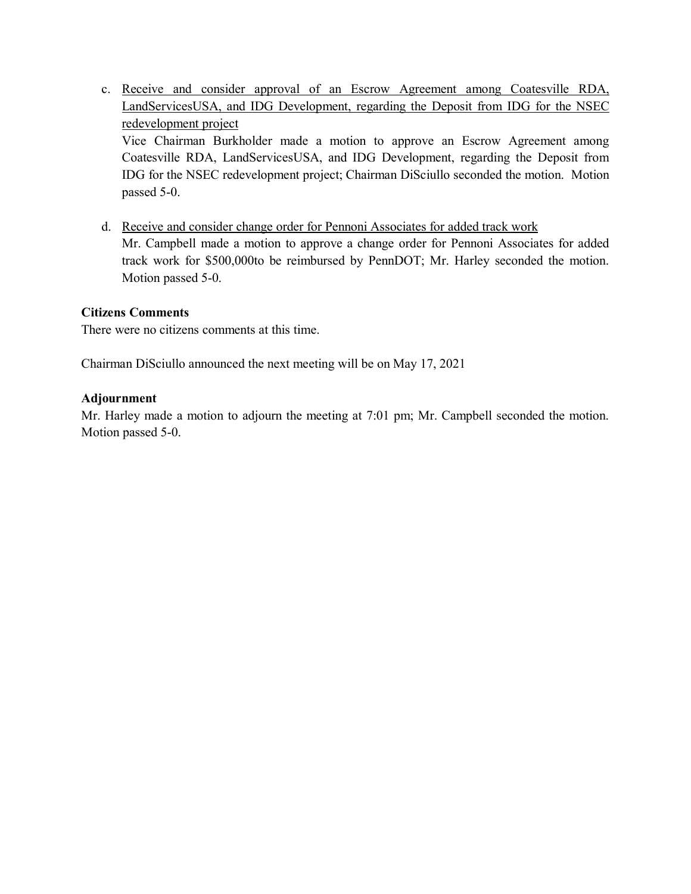c. Receive and consider approval of an Escrow Agreement among Coatesville RDA, LandServicesUSA, and IDG Development, regarding the Deposit from IDG for the NSEC redevelopment project

   Vice Chairman Burkholder made a motion to approve an Escrow Agreement among Coatesville RDA, LandServicesUSA, and IDG Development, regarding the Deposit from IDG for the NSEC redevelopment project; Chairman DiSciullo seconded the motion. Motion passed 5-0.

d. Receive and consider change order for Pennoni Associates for added track work

   Mr. Campbell made a motion to approve a change order for Pennoni Associates for added track work for $500,000to be reimbursed by PennDOT; Mr. Harley seconded the motion. Motion passed 5-0.

**Citizens Comments**

There were no citizens comments at this time.

Chairman DiSciullo announced the next meeting will be on May 17, 2021

**Adjournment**

Mr. Harley made a motion to adjourn the meeting at 7:01 pm; Mr. Campbell seconded the motion. Motion passed 5-0.